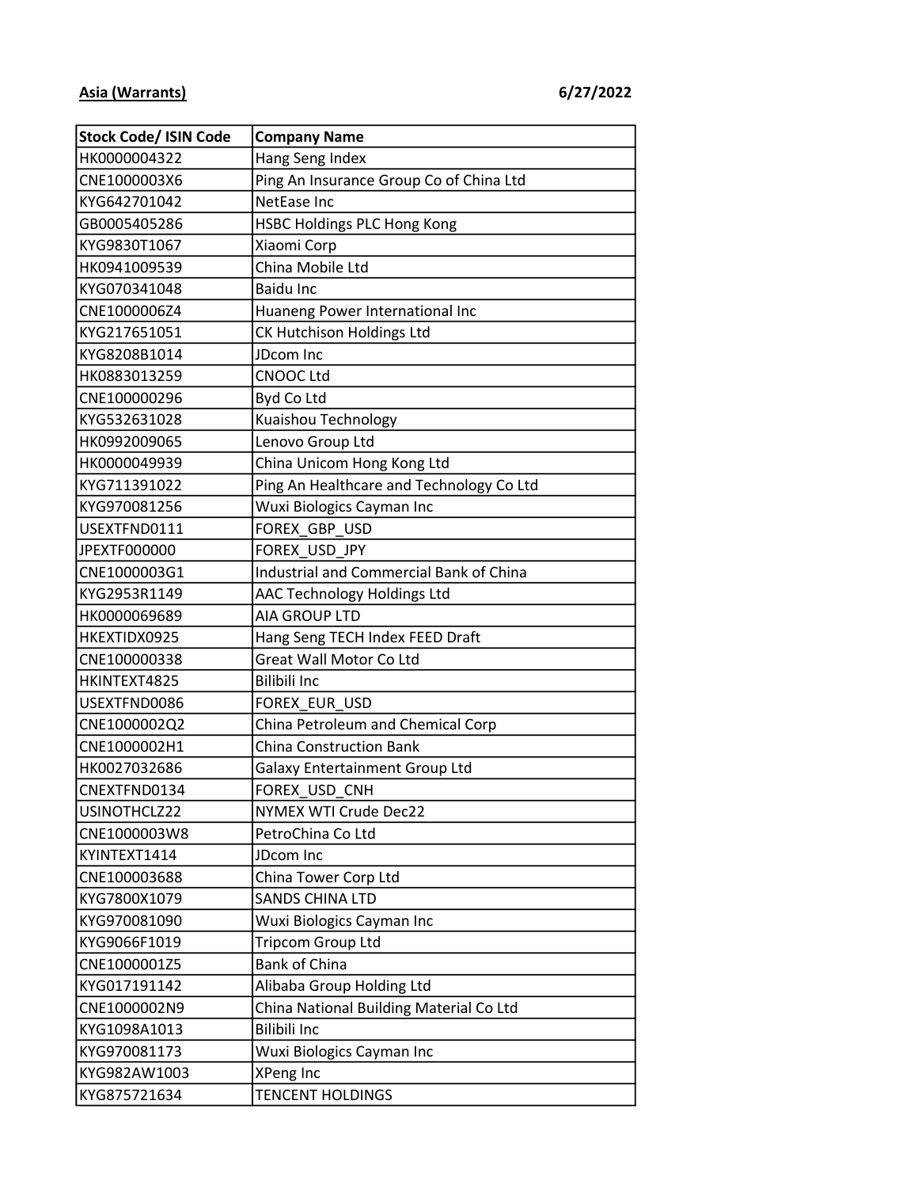**Asia (Warrants)** **6/27/2022**

| Stock Code/ ISIN Code | Company Name |
|---|---|
| HK0000004322 | Hang Seng Index |
| CNE1000003X6 | Ping An Insurance Group Co of China Ltd |
| KYG642701042 | NetEase Inc |
| GB0005405286 | HSBC Holdings PLC Hong Kong |
| KYG9830T1067 | Xiaomi Corp |
| HK0941009539 | China Mobile Ltd |
| KYG070341048 | Baidu Inc |
| CNE1000006Z4 | Huaneng Power International Inc |
| KYG217651051 | CK Hutchison Holdings Ltd |
| KYG8208B1014 | JDcom Inc |
| HK0883013259 | CNOOC Ltd |
| CNE100000296 | Byd Co Ltd |
| KYG532631028 | Kuaishou Technology |
| HK0992009065 | Lenovo Group Ltd |
| HK0000049939 | China Unicom Hong Kong Ltd |
| KYG711391022 | Ping An Healthcare and Technology Co Ltd |
| KYG970081256 | Wuxi Biologics Cayman Inc |
| USEXTFND0111 | FOREX_GBP_USD |
| JPEXTF000000 | FOREX_USD_JPY |
| CNE1000003G1 | Industrial and Commercial Bank of China |
| KYG2953R1149 | AAC Technology Holdings Ltd |
| HK0000069689 | AIA GROUP LTD |
| HKEXTIDX0925 | Hang Seng TECH Index FEED Draft |
| CNE100000338 | Great Wall Motor Co Ltd |
| HKINTEXT4825 | Bilibili Inc |
| USEXTFND0086 | FOREX_EUR_USD |
| CNE1000002Q2 | China Petroleum and Chemical Corp |
| CNE1000002H1 | China Construction Bank |
| HK0027032686 | Galaxy Entertainment Group Ltd |
| CNEXTFND0134 | FOREX_USD_CNH |
| USINOTHCLZ22 | NYMEX WTI Crude Dec22 |
| CNE1000003W8 | PetroChina Co Ltd |
| KYINTEXT1414 | JDcom Inc |
| CNE100003688 | China Tower Corp Ltd |
| KYG7800X1079 | SANDS CHINA LTD |
| KYG970081090 | Wuxi Biologics Cayman Inc |
| KYG9066F1019 | Tripcom Group Ltd |
| CNE1000001Z5 | Bank of China |
| KYG017191142 | Alibaba Group Holding Ltd |
| CNE1000002N9 | China National Building Material Co Ltd |
| KYG1098A1013 | Bilibili Inc |
| KYG970081173 | Wuxi Biologics Cayman Inc |
| KYG982AW1003 | XPeng Inc |
| KYG875721634 | TENCENT HOLDINGS |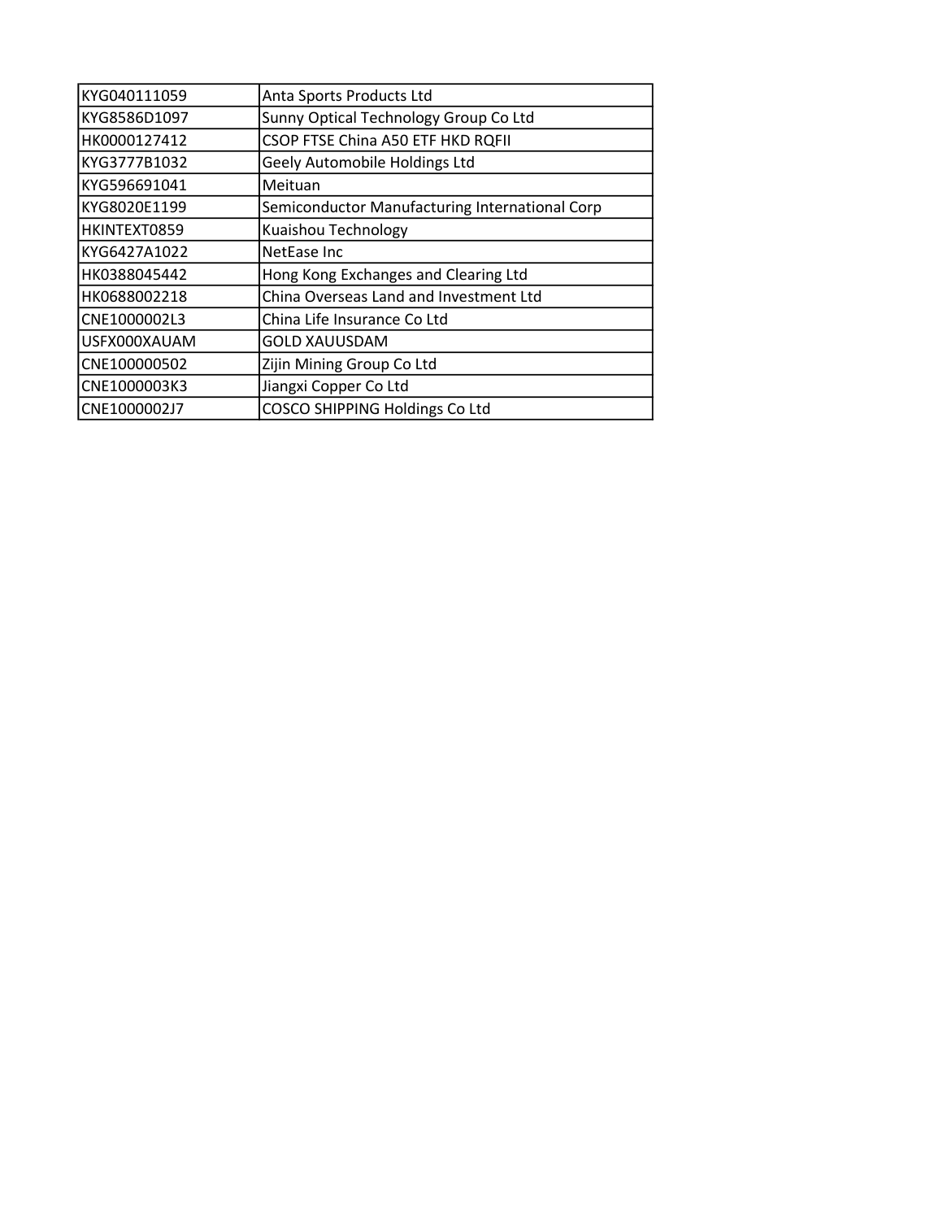| | |
|---|---|
| KYG040111059 | Anta Sports Products Ltd |
| KYG8586D1097 | Sunny Optical Technology Group Co Ltd |
| HK0000127412 | CSOP FTSE China A50 ETF HKD RQFII |
| KYG3777B1032 | Geely Automobile Holdings Ltd |
| KYG596691041 | Meituan |
| KYG8020E1199 | Semiconductor Manufacturing International Corp |
| HKINTEXT0859 | Kuaishou Technology |
| KYG6427A1022 | NetEase Inc |
| HK0388045442 | Hong Kong Exchanges and Clearing Ltd |
| HK0688002218 | China Overseas Land and Investment Ltd |
| CNE1000002L3 | China Life Insurance Co Ltd |
| USFX000XAUAM | GOLD XAUUSDAM |
| CNE100000502 | Zijin Mining Group Co Ltd |
| CNE1000003K3 | Jiangxi Copper Co Ltd |
| CNE1000002J7 | COSCO SHIPPING Holdings Co Ltd |